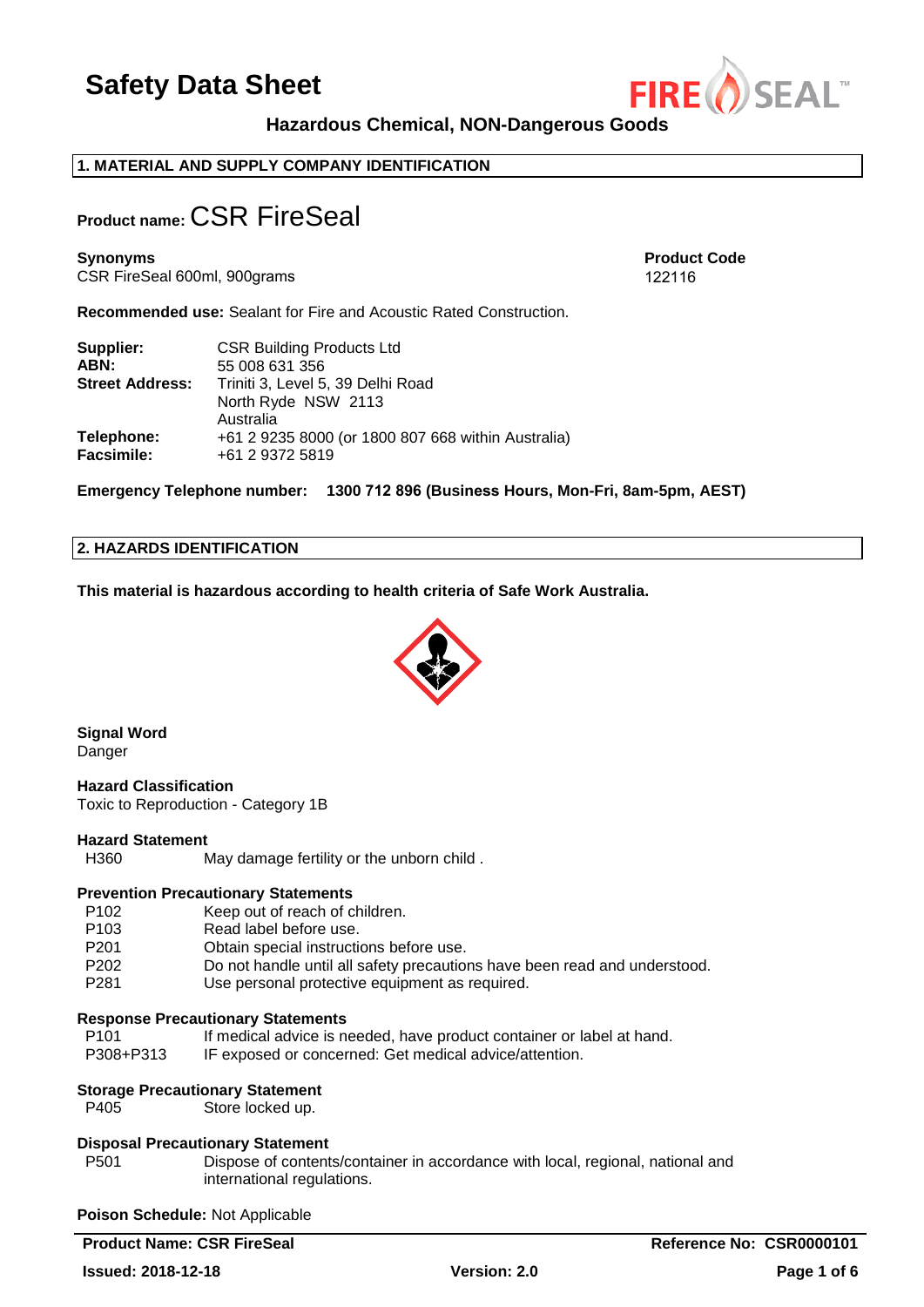# Safety Data Sheet

**Hazardous Chemical, NON-Dangerous Goods**

## 1. MATERIAL AND SUPPLY COMPANY IDENTIFICATION

**Product name:** CSR FireSeal

**Synonyms**
CSR FireSeal 600ml, 900grams

**Product Code**
122116

**Recommended use:** Sealant for Fire and Acoustic Rated Construction.

| | |
|---|---|
| **Supplier:** | CSR Building Products Ltd |
| **ABN:** | 55 008 631 356 |
| **Street Address:** | Triniti 3, Level 5, 39 Delhi Road<br>North Ryde NSW 2113<br>Australia |
| **Telephone:** | +61 2 9235 8000 (or 1800 807 668 within Australia) |
| **Facsimile:** | +61 2 9372 5819 |

**Emergency Telephone number: 1300 712 896 (Business Hours, Mon-Fri, 8am-5pm, AEST)**

## 2. HAZARDS IDENTIFICATION

**This material is hazardous according to health criteria of Safe Work Australia.**

**Signal Word**
Danger

**Hazard Classification**
Toxic to Reproduction - Category 1B

**Hazard Statement**

| | |
|---|---|
| H360 | May damage fertility or the unborn child . |

**Prevention Precautionary Statements**

| | |
|---|---|
| P102 | Keep out of reach of children. |
| P103 | Read label before use. |
| P201 | Obtain special instructions before use. |
| P202 | Do not handle until all safety precautions have been read and understood. |
| P281 | Use personal protective equipment as required. |

**Response Precautionary Statements**

| | |
|---|---|
| P101 | If medical advice is needed, have product container or label at hand. |
| P308+P313 | IF exposed or concerned: Get medical advice/attention. |

**Storage Precautionary Statement**

| | |
|---|---|
| P405 | Store locked up. |

**Disposal Precautionary Statement**

| | |
|---|---|
| P501 | Dispose of contents/container in accordance with local, regional, national and international regulations. |

**Poison Schedule:** Not Applicable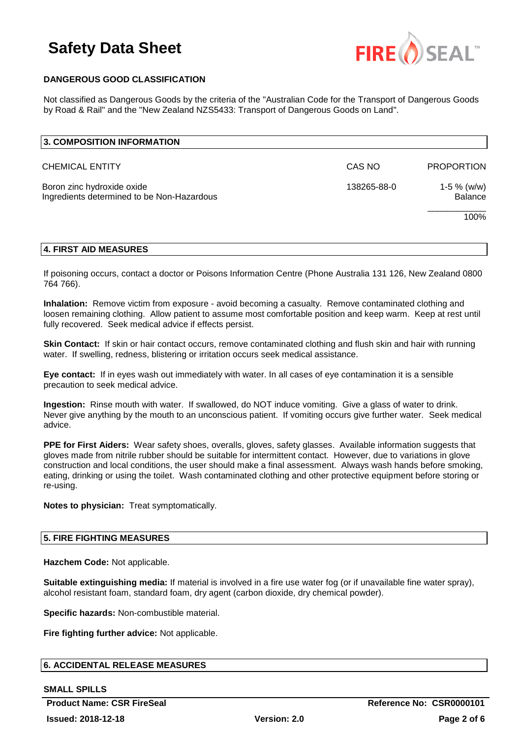**DANGEROUS GOOD CLASSIFICATION**

Not classified as Dangerous Goods by the criteria of the "Australian Code for the Transport of Dangerous Goods by Road & Rail" and the "New Zealand NZS5433: Transport of Dangerous Goods on Land".

## 3. COMPOSITION INFORMATION

| CHEMICAL ENTITY | CAS NO | PROPORTION |
|---|---|---|
| Boron zinc hydroxide oxide | 138265-88-0 | 1-5 % (w/w) |
| Ingredients determined to be Non-Hazardous | | Balance |
| | | 100% |

## 4. FIRST AID MEASURES

If poisoning occurs, contact a doctor or Poisons Information Centre (Phone Australia 131 126, New Zealand 0800 764 766).

**Inhalation:** Remove victim from exposure - avoid becoming a casualty. Remove contaminated clothing and loosen remaining clothing. Allow patient to assume most comfortable position and keep warm. Keep at rest until fully recovered. Seek medical advice if effects persist.

**Skin Contact:** If skin or hair contact occurs, remove contaminated clothing and flush skin and hair with running water. If swelling, redness, blistering or irritation occurs seek medical assistance.

**Eye contact:** If in eyes wash out immediately with water. In all cases of eye contamination it is a sensible precaution to seek medical advice.

**Ingestion:** Rinse mouth with water. If swallowed, do NOT induce vomiting. Give a glass of water to drink. Never give anything by the mouth to an unconscious patient. If vomiting occurs give further water. Seek medical advice.

**PPE for First Aiders:** Wear safety shoes, overalls, gloves, safety glasses. Available information suggests that gloves made from nitrile rubber should be suitable for intermittent contact. However, due to variations in glove construction and local conditions, the user should make a final assessment. Always wash hands before smoking, eating, drinking or using the toilet. Wash contaminated clothing and other protective equipment before storing or re-using.

**Notes to physician:** Treat symptomatically.

## 5. FIRE FIGHTING MEASURES

**Hazchem Code:** Not applicable.

**Suitable extinguishing media:** If material is involved in a fire use water fog (or if unavailable fine water spray), alcohol resistant foam, standard foam, dry agent (carbon dioxide, dry chemical powder).

**Specific hazards:** Non-combustible material.

**Fire fighting further advice:** Not applicable.

## 6. ACCIDENTAL RELEASE MEASURES

**SMALL SPILLS**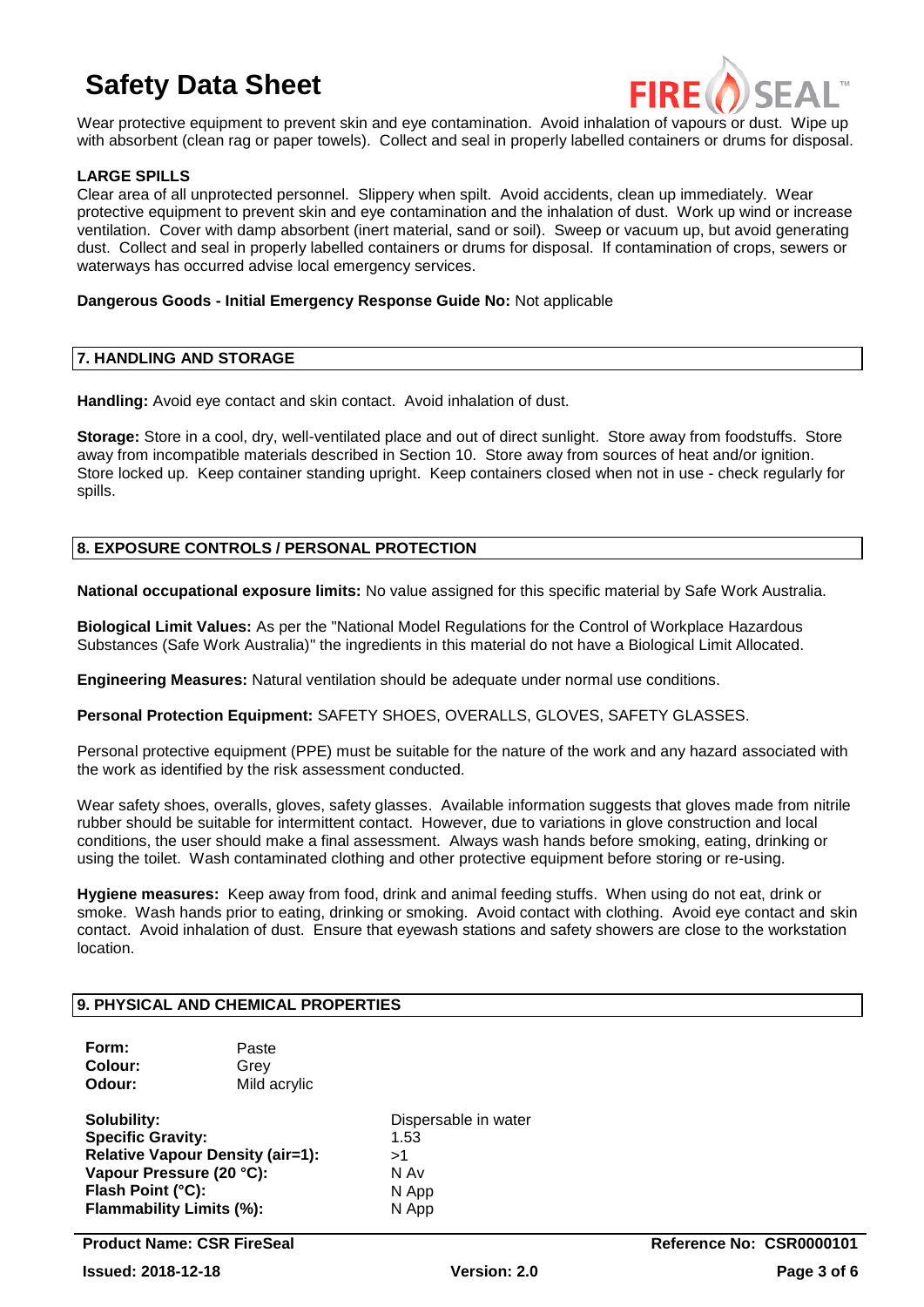Wear protective equipment to prevent skin and eye contamination. Avoid inhalation of vapours or dust. Wipe up with absorbent (clean rag or paper towels). Collect and seal in properly labelled containers or drums for disposal.

**LARGE SPILLS**

Clear area of all unprotected personnel. Slippery when spilt. Avoid accidents, clean up immediately. Wear protective equipment to prevent skin and eye contamination and the inhalation of dust. Work up wind or increase ventilation. Cover with damp absorbent (inert material, sand or soil). Sweep or vacuum up, but avoid generating dust. Collect and seal in properly labelled containers or drums for disposal. If contamination of crops, sewers or waterways has occurred advise local emergency services.

**Dangerous Goods - Initial Emergency Response Guide No:** Not applicable

## 7. HANDLING AND STORAGE

**Handling:** Avoid eye contact and skin contact. Avoid inhalation of dust.

**Storage:** Store in a cool, dry, well-ventilated place and out of direct sunlight. Store away from foodstuffs. Store away from incompatible materials described in Section 10. Store away from sources of heat and/or ignition. Store locked up. Keep container standing upright. Keep containers closed when not in use - check regularly for spills.

## 8. EXPOSURE CONTROLS / PERSONAL PROTECTION

**National occupational exposure limits:** No value assigned for this specific material by Safe Work Australia.

**Biological Limit Values:** As per the "National Model Regulations for the Control of Workplace Hazardous Substances (Safe Work Australia)" the ingredients in this material do not have a Biological Limit Allocated.

**Engineering Measures:** Natural ventilation should be adequate under normal use conditions.

**Personal Protection Equipment:** SAFETY SHOES, OVERALLS, GLOVES, SAFETY GLASSES.

Personal protective equipment (PPE) must be suitable for the nature of the work and any hazard associated with the work as identified by the risk assessment conducted.

Wear safety shoes, overalls, gloves, safety glasses. Available information suggests that gloves made from nitrile rubber should be suitable for intermittent contact. However, due to variations in glove construction and local conditions, the user should make a final assessment. Always wash hands before smoking, eating, drinking or using the toilet. Wash contaminated clothing and other protective equipment before storing or re-using.

**Hygiene measures:** Keep away from food, drink and animal feeding stuffs. When using do not eat, drink or smoke. Wash hands prior to eating, drinking or smoking. Avoid contact with clothing. Avoid eye contact and skin contact. Avoid inhalation of dust. Ensure that eyewash stations and safety showers are close to the workstation location.

## 9. PHYSICAL AND CHEMICAL PROPERTIES

**Form:** Paste
**Colour:** Grey
**Odour:** Mild acrylic

| | |
|---|---|
| **Solubility:** | Dispersable in water |
| **Specific Gravity:** | 1.53 |
| **Relative Vapour Density (air=1):** | >1 |
| **Vapour Pressure (20 °C):** | N Av |
| **Flash Point (°C):** | N App |
| **Flammability Limits (%):** | N App |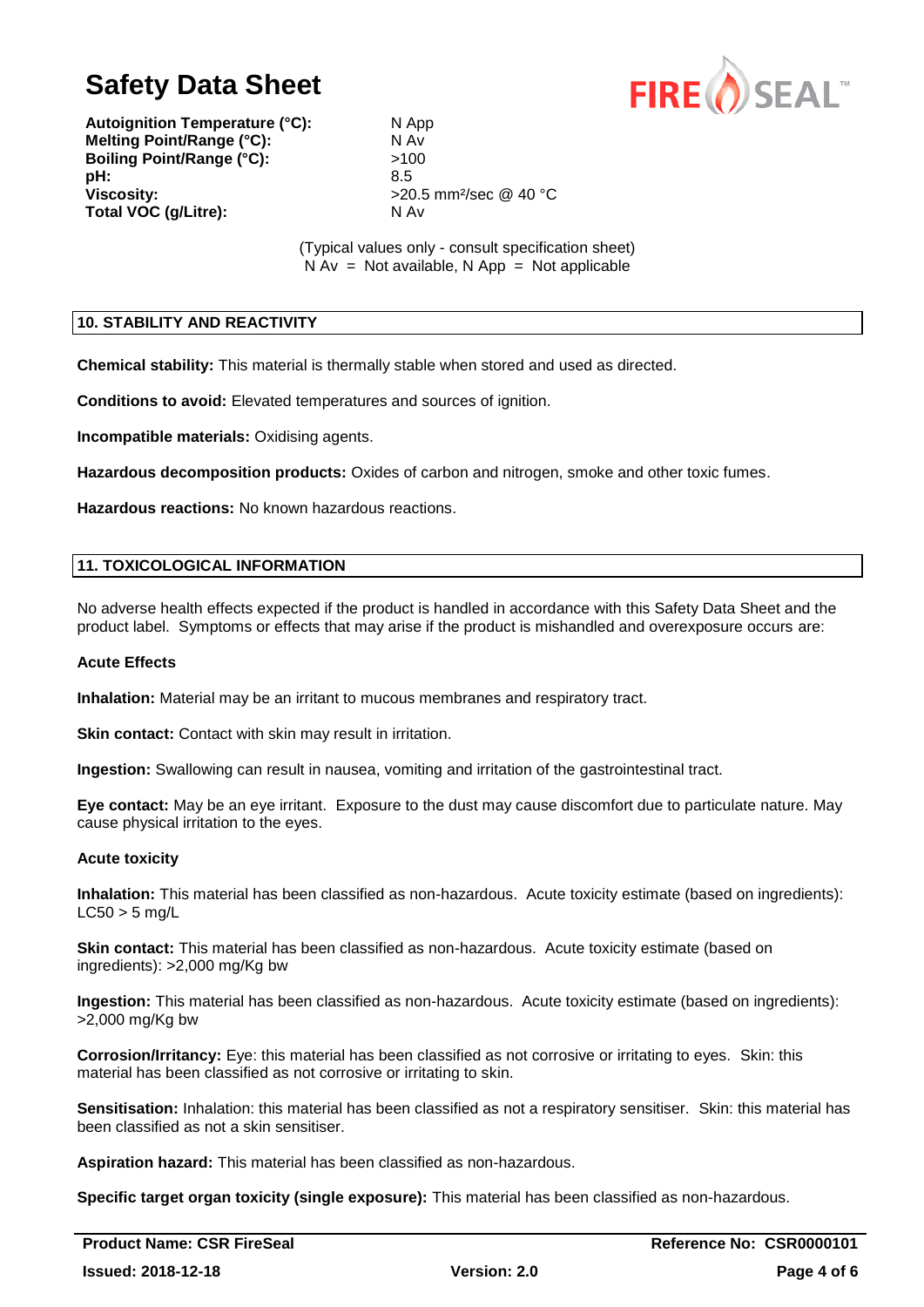**Autoignition Temperature (°C):** N App
**Melting Point/Range (°C):** N Av
**Boiling Point/Range (°C):** >100
**pH:** 8.5
**Viscosity:** >20.5 $mm^2$/sec @ 40 °C
**Total VOC (g/Litre):** N Av

(Typical values only - consult specification sheet)
N Av = Not available, N App = Not applicable

## 10. STABILITY AND REACTIVITY

**Chemical stability:** This material is thermally stable when stored and used as directed.

**Conditions to avoid:** Elevated temperatures and sources of ignition.

**Incompatible materials:** Oxidising agents.

**Hazardous decomposition products:** Oxides of carbon and nitrogen, smoke and other toxic fumes.

**Hazardous reactions:** No known hazardous reactions.

## 11. TOXICOLOGICAL INFORMATION

No adverse health effects expected if the product is handled in accordance with this Safety Data Sheet and the product label. Symptoms or effects that may arise if the product is mishandled and overexposure occurs are:

### Acute Effects

**Inhalation:** Material may be an irritant to mucous membranes and respiratory tract.

**Skin contact:** Contact with skin may result in irritation.

**Ingestion:** Swallowing can result in nausea, vomiting and irritation of the gastrointestinal tract.

**Eye contact:** May be an eye irritant. Exposure to the dust may cause discomfort due to particulate nature. May cause physical irritation to the eyes.

### Acute toxicity

**Inhalation:** This material has been classified as non-hazardous. Acute toxicity estimate (based on ingredients): LC50 > 5 mg/L

**Skin contact:** This material has been classified as non-hazardous. Acute toxicity estimate (based on ingredients): >2,000 mg/Kg bw

**Ingestion:** This material has been classified as non-hazardous. Acute toxicity estimate (based on ingredients): >2,000 mg/Kg bw

**Corrosion/Irritancy:** Eye: this material has been classified as not corrosive or irritating to eyes. Skin: this material has been classified as not corrosive or irritating to skin.

**Sensitisation:** Inhalation: this material has been classified as not a respiratory sensitiser. Skin: this material has been classified as not a skin sensitiser.

**Aspiration hazard:** This material has been classified as non-hazardous.

**Specific target organ toxicity (single exposure):** This material has been classified as non-hazardous.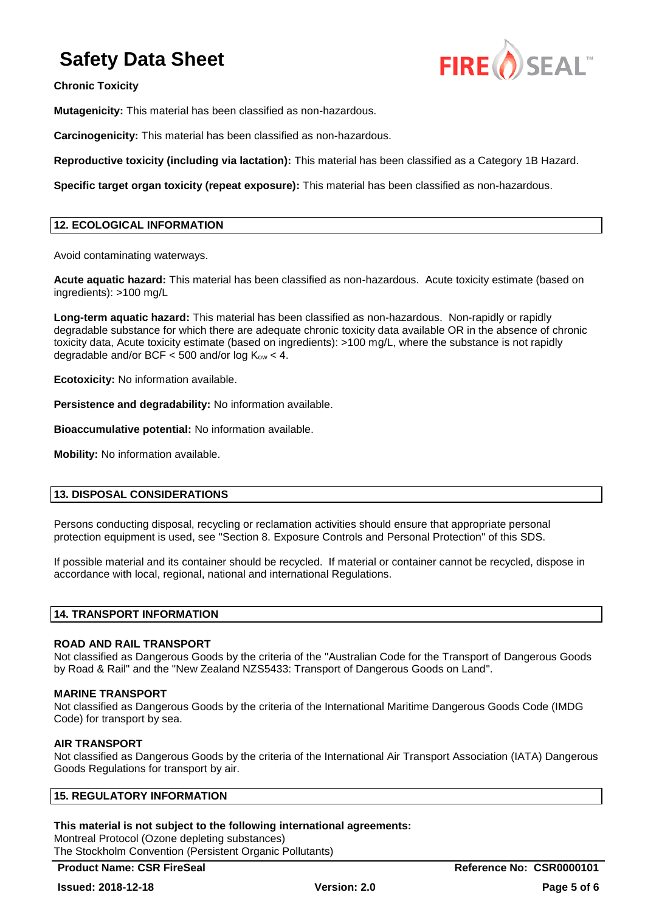**Chronic Toxicity**

**Mutagenicity:** This material has been classified as non-hazardous.

**Carcinogenicity:** This material has been classified as non-hazardous.

**Reproductive toxicity (including via lactation):** This material has been classified as a Category 1B Hazard.

**Specific target organ toxicity (repeat exposure):** This material has been classified as non-hazardous.

## 12. ECOLOGICAL INFORMATION

Avoid contaminating waterways.

**Acute aquatic hazard:** This material has been classified as non-hazardous. Acute toxicity estimate (based on ingredients): >100 mg/L

**Long-term aquatic hazard:** This material has been classified as non-hazardous. Non-rapidly or rapidly degradable substance for which there are adequate chronic toxicity data available OR in the absence of chronic toxicity data, Acute toxicity estimate (based on ingredients): >100 mg/L, where the substance is not rapidly degradable and/or BCF < 500 and/or log $K_{ow}$ < 4.

**Ecotoxicity:** No information available.

**Persistence and degradability:** No information available.

**Bioaccumulative potential:** No information available.

**Mobility:** No information available.

## 13. DISPOSAL CONSIDERATIONS

Persons conducting disposal, recycling or reclamation activities should ensure that appropriate personal protection equipment is used, see "Section 8. Exposure Controls and Personal Protection" of this SDS.

If possible material and its container should be recycled. If material or container cannot be recycled, dispose in accordance with local, regional, national and international Regulations.

## 14. TRANSPORT INFORMATION

**ROAD AND RAIL TRANSPORT**
Not classified as Dangerous Goods by the criteria of the "Australian Code for the Transport of Dangerous Goods by Road & Rail" and the "New Zealand NZS5433: Transport of Dangerous Goods on Land".

**MARINE TRANSPORT**
Not classified as Dangerous Goods by the criteria of the International Maritime Dangerous Goods Code (IMDG Code) for transport by sea.

**AIR TRANSPORT**
Not classified as Dangerous Goods by the criteria of the International Air Transport Association (IATA) Dangerous Goods Regulations for transport by air.

## 15. REGULATORY INFORMATION

**This material is not subject to the following international agreements:**
Montreal Protocol (Ozone depleting substances)
The Stockholm Convention (Persistent Organic Pollutants)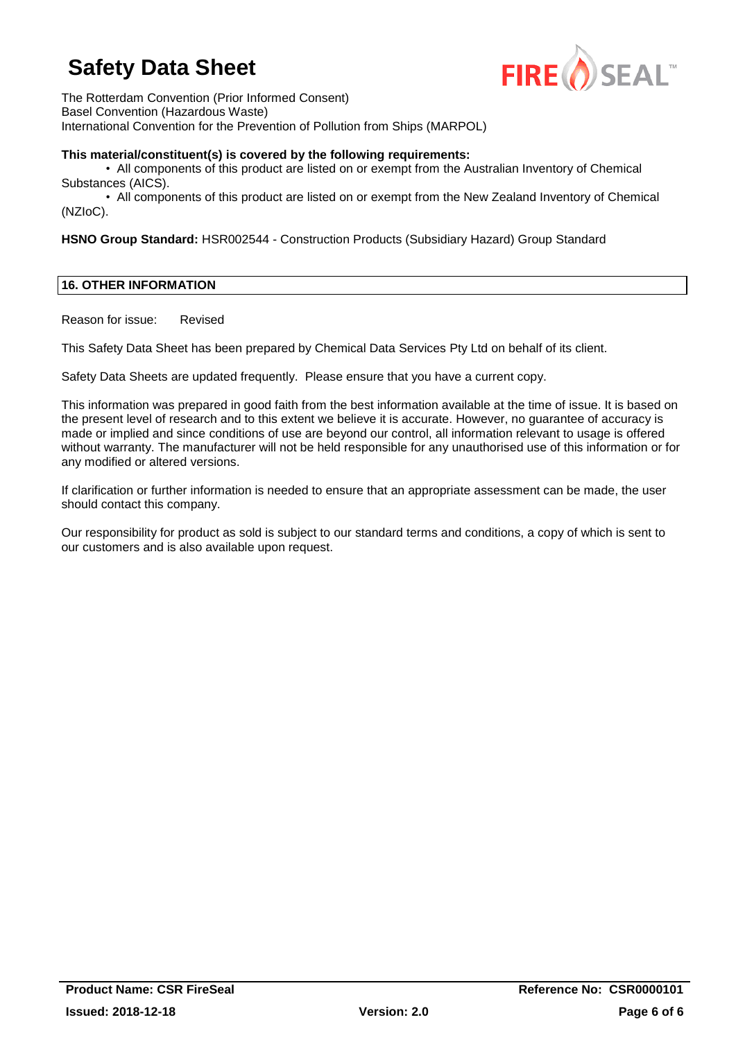The Rotterdam Convention (Prior Informed Consent)
Basel Convention (Hazardous Waste)
International Convention for the Prevention of Pollution from Ships (MARPOL)

**This material/constituent(s) is covered by the following requirements:**

- All components of this product are listed on or exempt from the Australian Inventory of Chemical Substances (AICS).
- All components of this product are listed on or exempt from the New Zealand Inventory of Chemical (NZIoC).

**HSNO Group Standard:** HSR002544 - Construction Products (Subsidiary Hazard) Group Standard

## 16. OTHER INFORMATION

Reason for issue: Revised

This Safety Data Sheet has been prepared by Chemical Data Services Pty Ltd on behalf of its client.

Safety Data Sheets are updated frequently. Please ensure that you have a current copy.

This information was prepared in good faith from the best information available at the time of issue. It is based on the present level of research and to this extent we believe it is accurate. However, no guarantee of accuracy is made or implied and since conditions of use are beyond our control, all information relevant to usage is offered without warranty. The manufacturer will not be held responsible for any unauthorised use of this information or for any modified or altered versions.

If clarification or further information is needed to ensure that an appropriate assessment can be made, the user should contact this company.

Our responsibility for product as sold is subject to our standard terms and conditions, a copy of which is sent to our customers and is also available upon request.